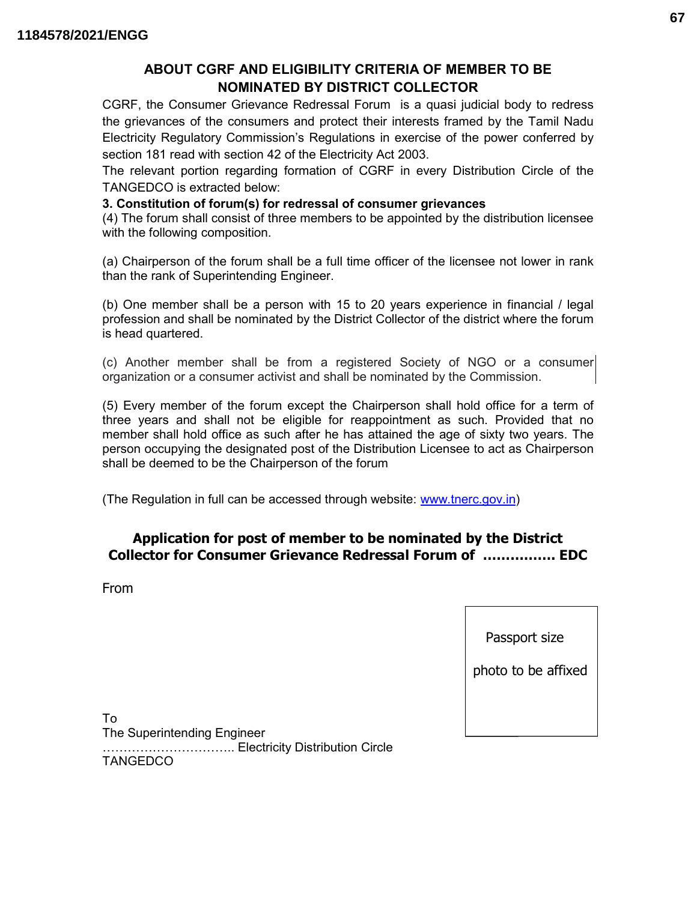## ABOUT CGRF AND ELIGIBILITY CRITERIA OF MEMBER TO BE NOMINATED BY DISTRICT COLLECTOR

CGRF, the Consumer Grievance Redressal Forum is a quasi judicial body to redress the grievances of the consumers and protect their interests framed by the Tamil Nadu Electricity Regulatory Commission's Regulations in exercise of the power conferred by section 181 read with section 42 of the Electricity Act 2003.

The relevant portion regarding formation of CGRF in every Distribution Circle of the TANGEDCO is extracted below:

**3. Constitution of forum(s) for redressal of consumer grievances**

(4) The forum shall consist of three members to be appointed by the distribution licensee with the following composition.

(a) Chairperson of the forum shall be a full time officer of the licensee not lower in rank than the rank of Superintending Engineer.

(b) One member shall be a person with 15 to 20 years experience in financial / legal profession and shall be nominated by the District Collector of the district where the forum is head quartered.

(c) Another member shall be from a registered Society of NGO or a consumer organization or a consumer activist and shall be nominated by the Commission.

(5) Every member of the forum except the Chairperson shall hold office for a term of three years and shall not be eligible for reappointment as such. Provided that no member shall hold office as such after he has attained the age of sixty two years. The person occupying the designated post of the Distribution Licensee to act as Chairperson shall be deemed to be the Chairperson of the forum

(The Regulation in full can be accessed through website: www.tnerc.gov.in)

## Application for post of member to be nominated by the District Collector for Consumer Grievance Redressal Forum of ……………. EDC

From

Passport size photo to be affixed

To
The Superintending Engineer
………………………….. Electricity Distribution Circle
TANGEDCO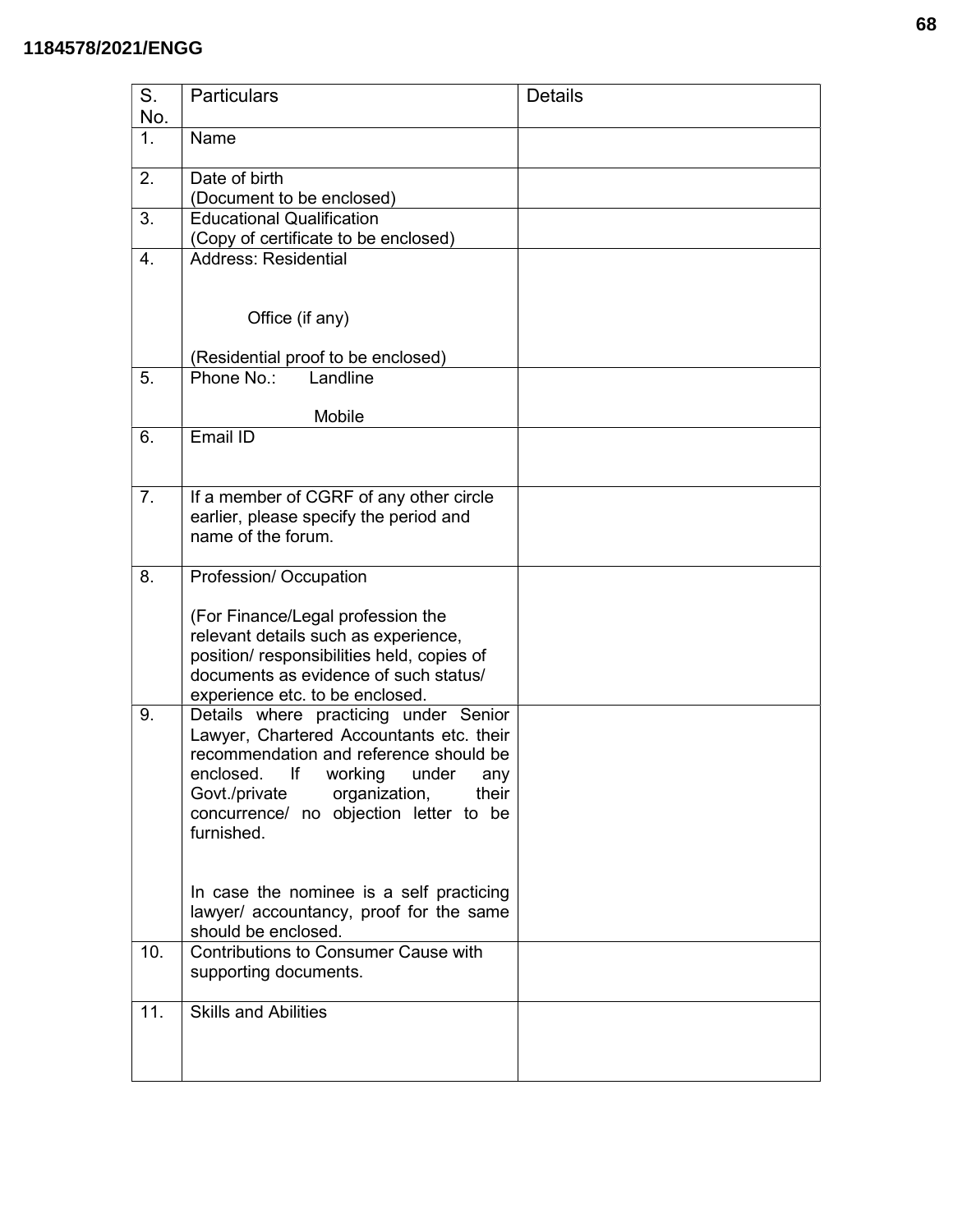| S. No. | Particulars | Details |
|---|---|---|
| 1. | Name | |
| 2. | Date of birth<br>(Document to be enclosed) | |
| 3. | Educational Qualification<br>(Copy of certificate to be enclosed) | |
| 4. | Address: Residential<br><br>Office (if any)<br><br>(Residential proof to be enclosed) | |
| 5. | Phone No.: Landline<br><br>Mobile | |
| 6. | Email ID | |
| 7. | If a member of CGRF of any other circle earlier, please specify the period and name of the forum. | |
| 8. | Profession/ Occupation<br><br>(For Finance/Legal profession the relevant details such as experience, position/ responsibilities held, copies of documents as evidence of such status/ experience etc. to be enclosed. | |
| 9. | Details where practicing under Senior Lawyer, Chartered Accountants etc. their recommendation and reference should be enclosed. If working under any Govt./private organization, their concurrence/ no objection letter to be furnished.<br><br>In case the nominee is a self practicing lawyer/ accountancy, proof for the same should be enclosed. | |
| 10. | Contributions to Consumer Cause with supporting documents. | |
| 11. | Skills and Abilities | |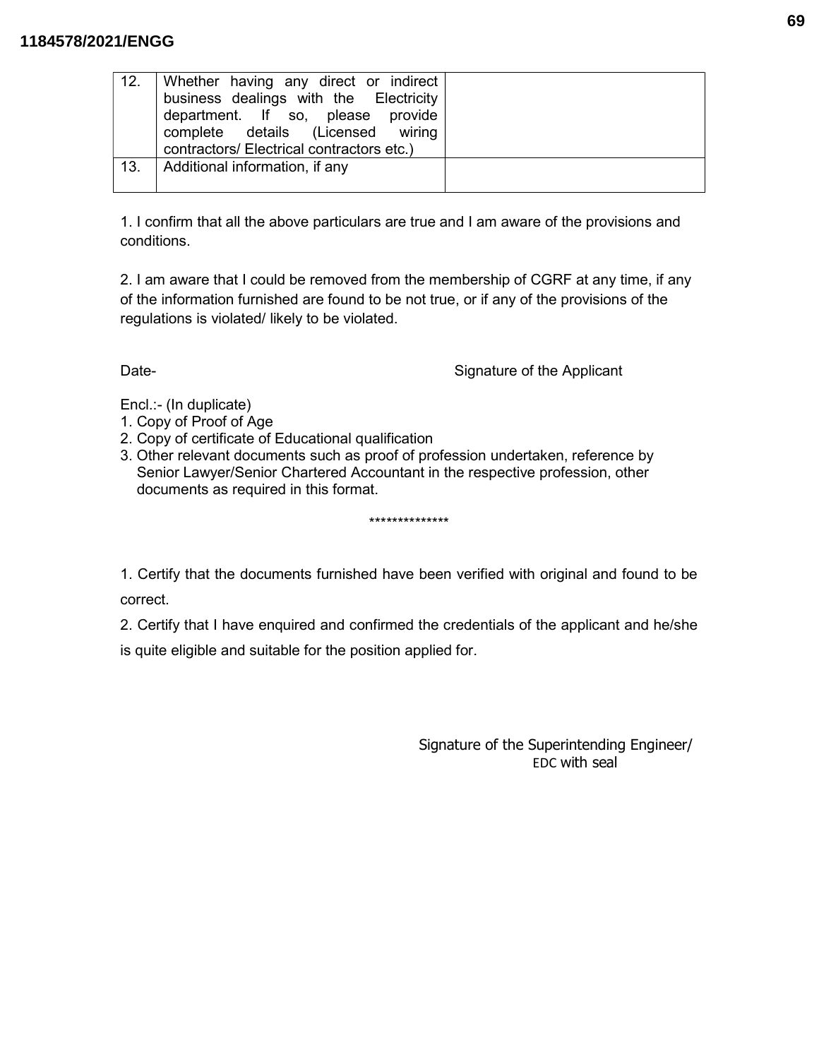| | | |
|---|---|---|
| 12. | Whether having any direct or indirect business dealings with the Electricity department. If so, please provide complete details (Licensed wiring contractors/ Electrical contractors etc.) | |
| 13. | Additional information, if any | |

1. I confirm that all the above particulars are true and I am aware of the provisions and conditions.

2. I am aware that I could be removed from the membership of CGRF at any time, if any of the information furnished are found to be not true, or if any of the provisions of the regulations is violated/ likely to be violated.

Date-　　　　　　　　　　　　　　　　　　　　Signature of the Applicant

Encl.:- (In duplicate)
1. Copy of Proof of Age
2. Copy of certificate of Educational qualification
3. Other relevant documents such as proof of profession undertaken, reference by Senior Lawyer/Senior Chartered Accountant in the respective profession, other documents as required in this format.

**************

1. Certify that the documents furnished have been verified with original and found to be correct.

2. Certify that I have enquired and confirmed the credentials of the applicant and he/she is quite eligible and suitable for the position applied for.

Signature of the Superintending Engineer/
EDC with seal